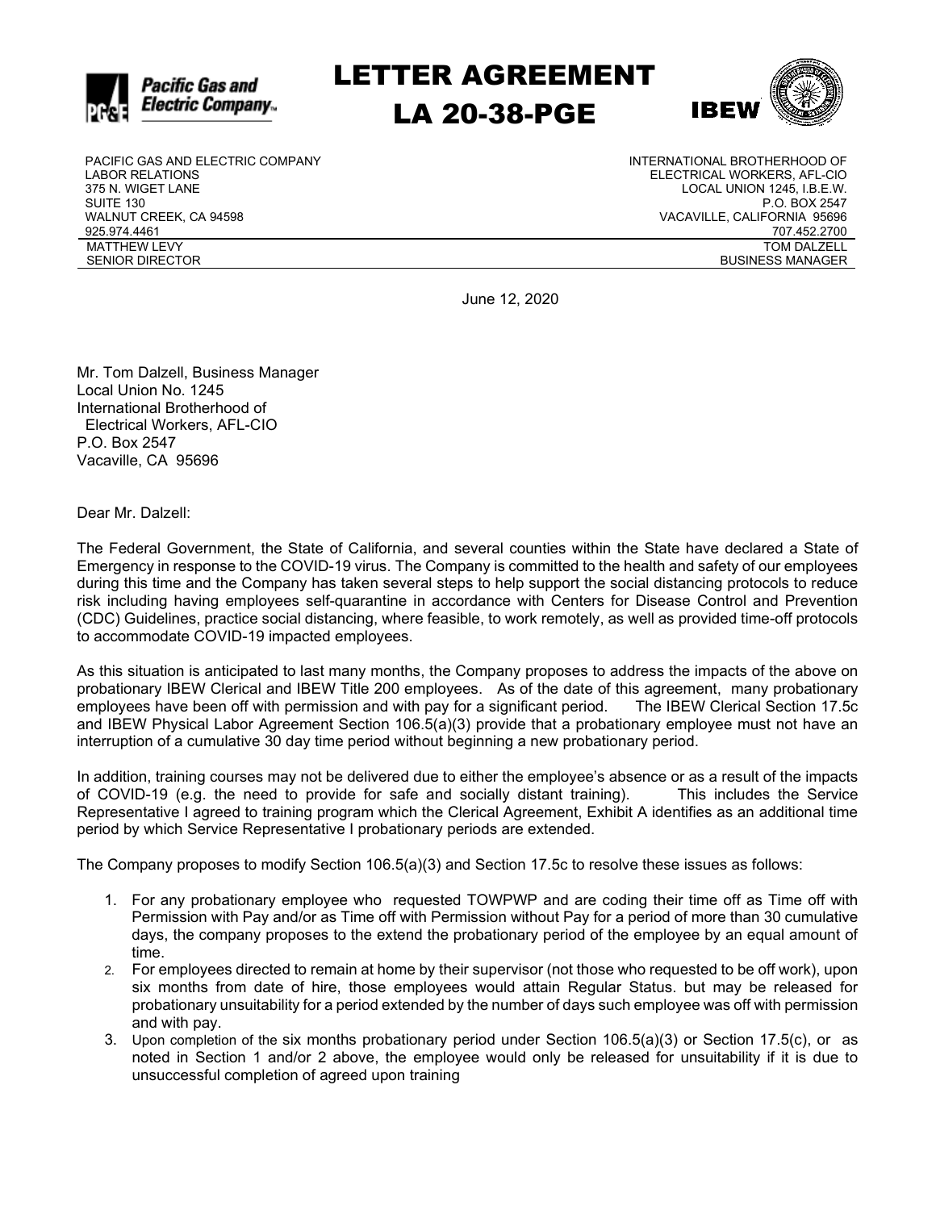# LETTER AGREEMENT
# LA 20-38-PGE

| | |
|---|---|
| PACIFIC GAS AND ELECTRIC COMPANY | INTERNATIONAL BROTHERHOOD OF |
| LABOR RELATIONS | ELECTRICAL WORKERS, AFL-CIO |
| 375 N. WIGET LANE | LOCAL UNION 1245, I.B.E.W. |
| SUITE 130 | P.O. BOX 2547 |
| WALNUT CREEK, CA 94598 | VACAVILLE, CALIFORNIA 95696 |
| 925.974.4461 | 707.452.2700 |
| MATTHEW LEVY | TOM DALZELL |
| SENIOR DIRECTOR | BUSINESS MANAGER |

June 12, 2020

Mr. Tom Dalzell, Business Manager
Local Union No. 1245
International Brotherhood of
Electrical Workers, AFL-CIO
P.O. Box 2547
Vacaville, CA 95696

Dear Mr. Dalzell:

The Federal Government, the State of California, and several counties within the State have declared a State of Emergency in response to the COVID-19 virus. The Company is committed to the health and safety of our employees during this time and the Company has taken several steps to help support the social distancing protocols to reduce risk including having employees self-quarantine in accordance with Centers for Disease Control and Prevention (CDC) Guidelines, practice social distancing, where feasible, to work remotely, as well as provided time-off protocols to accommodate COVID-19 impacted employees.

As this situation is anticipated to last many months, the Company proposes to address the impacts of the above on probationary IBEW Clerical and IBEW Title 200 employees. As of the date of this agreement, many probationary employees have been off with permission and with pay for a significant period. The IBEW Clerical Section 17.5c and IBEW Physical Labor Agreement Section 106.5(a)(3) provide that a probationary employee must not have an interruption of a cumulative 30 day time period without beginning a new probationary period.

In addition, training courses may not be delivered due to either the employee's absence or as a result of the impacts of COVID-19 (e.g. the need to provide for safe and socially distant training). This includes the Service Representative I agreed to training program which the Clerical Agreement, Exhibit A identifies as an additional time period by which Service Representative I probationary periods are extended.

The Company proposes to modify Section 106.5(a)(3) and Section 17.5c to resolve these issues as follows:

1. For any probationary employee who requested TOWPWP and are coding their time off as Time off with Permission with Pay and/or as Time off with Permission without Pay for a period of more than 30 cumulative days, the company proposes to the extend the probationary period of the employee by an equal amount of time.
2. For employees directed to remain at home by their supervisor (not those who requested to be off work), upon six months from date of hire, those employees would attain Regular Status. but may be released for probationary unsuitability for a period extended by the number of days such employee was off with permission and with pay.
3. Upon completion of the six months probationary period under Section 106.5(a)(3) or Section 17.5(c), or as noted in Section 1 and/or 2 above, the employee would only be released for unsuitability if it is due to unsuccessful completion of agreed upon training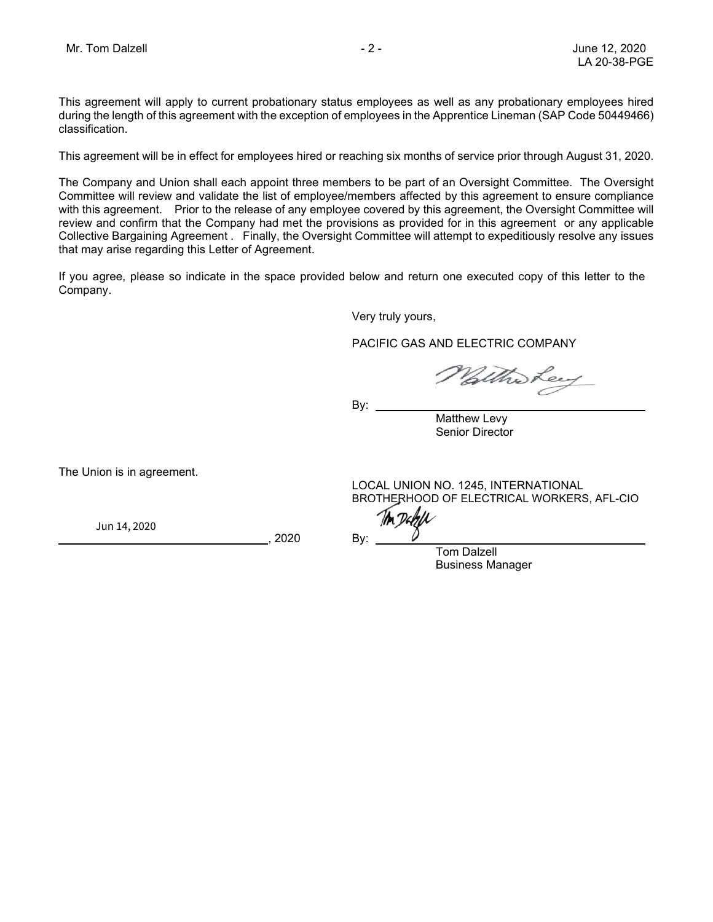This agreement will apply to current probationary status employees as well as any probationary employees hired during the length of this agreement with the exception of employees in the Apprentice Lineman (SAP Code 50449466) classification.

This agreement will be in effect for employees hired or reaching six months of service prior through August 31, 2020.

The Company and Union shall each appoint three members to be part of an Oversight Committee. The Oversight Committee will review and validate the list of employee/members affected by this agreement to ensure compliance with this agreement. Prior to the release of any employee covered by this agreement, the Oversight Committee will review and confirm that the Company had met the provisions as provided for in this agreement or any applicable Collective Bargaining Agreement . Finally, the Oversight Committee will attempt to expeditiously resolve any issues that may arise regarding this Letter of Agreement.

If you agree, please so indicate in the space provided below and return one executed copy of this letter to the Company.

Very truly yours,

PACIFIC GAS AND ELECTRIC COMPANY

By: ______________________
Matthew Levy
Senior Director

The Union is in agreement.

LOCAL UNION NO. 1245, INTERNATIONAL BROTHERHOOD OF ELECTRICAL WORKERS, AFL-CIO

Jun 14, 2020, 2020

By: ______________________
Tom Dalzell
Business Manager